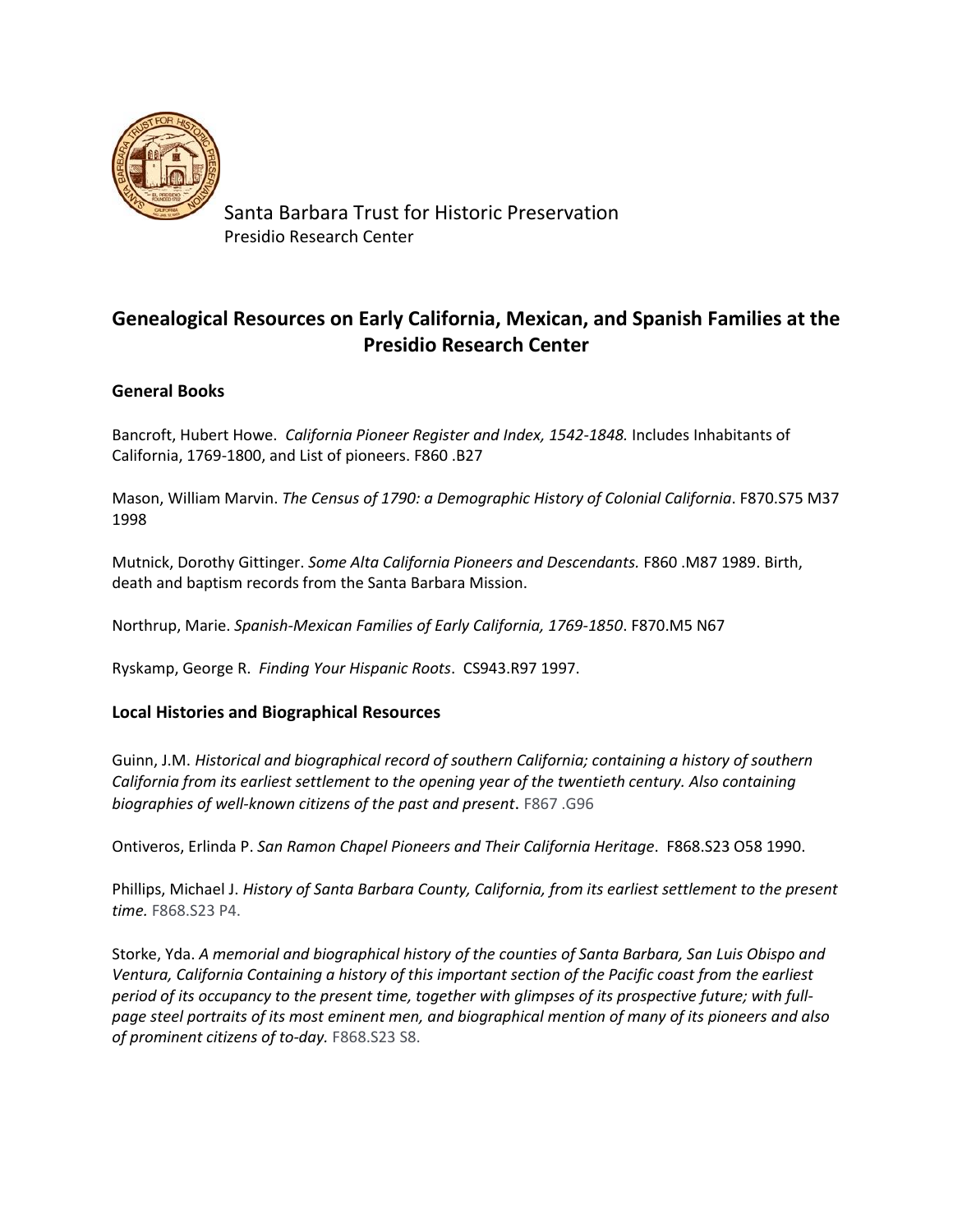Santa Barbara Trust for Historic Preservation
Presidio Research Center

## Genealogical Resources on Early California, Mexican, and Spanish Families at the Presidio Research Center

### General Books

Bancroft, Hubert Howe. *California Pioneer Register and Index, 1542-1848.* Includes Inhabitants of California, 1769-1800, and List of pioneers. F860 .B27

Mason, William Marvin. *The Census of 1790: a Demographic History of Colonial California*. F870.S75 M37 1998

Mutnick, Dorothy Gittinger. *Some Alta California Pioneers and Descendants.* F860 .M87 1989. Birth, death and baptism records from the Santa Barbara Mission.

Northrup, Marie. *Spanish-Mexican Families of Early California, 1769-1850*. F870.M5 N67

Ryskamp, George R. *Finding Your Hispanic Roots*. CS943.R97 1997.

### Local Histories and Biographical Resources

Guinn, J.M. *Historical and biographical record of southern California; containing a history of southern California from its earliest settlement to the opening year of the twentieth century. Also containing biographies of well-known citizens of the past and present*. F867 .G96

Ontiveros, Erlinda P. *San Ramon Chapel Pioneers and Their California Heritage*. F868.S23 O58 1990.

Phillips, Michael J. *History of Santa Barbara County, California, from its earliest settlement to the present time.* F868.S23 P4.

Storke, Yda. *A memorial and biographical history of the counties of Santa Barbara, San Luis Obispo and Ventura, California Containing a history of this important section of the Pacific coast from the earliest period of its occupancy to the present time, together with glimpses of its prospective future; with full-page steel portraits of its most eminent men, and biographical mention of many of its pioneers and also of prominent citizens of to-day.* F868.S23 S8.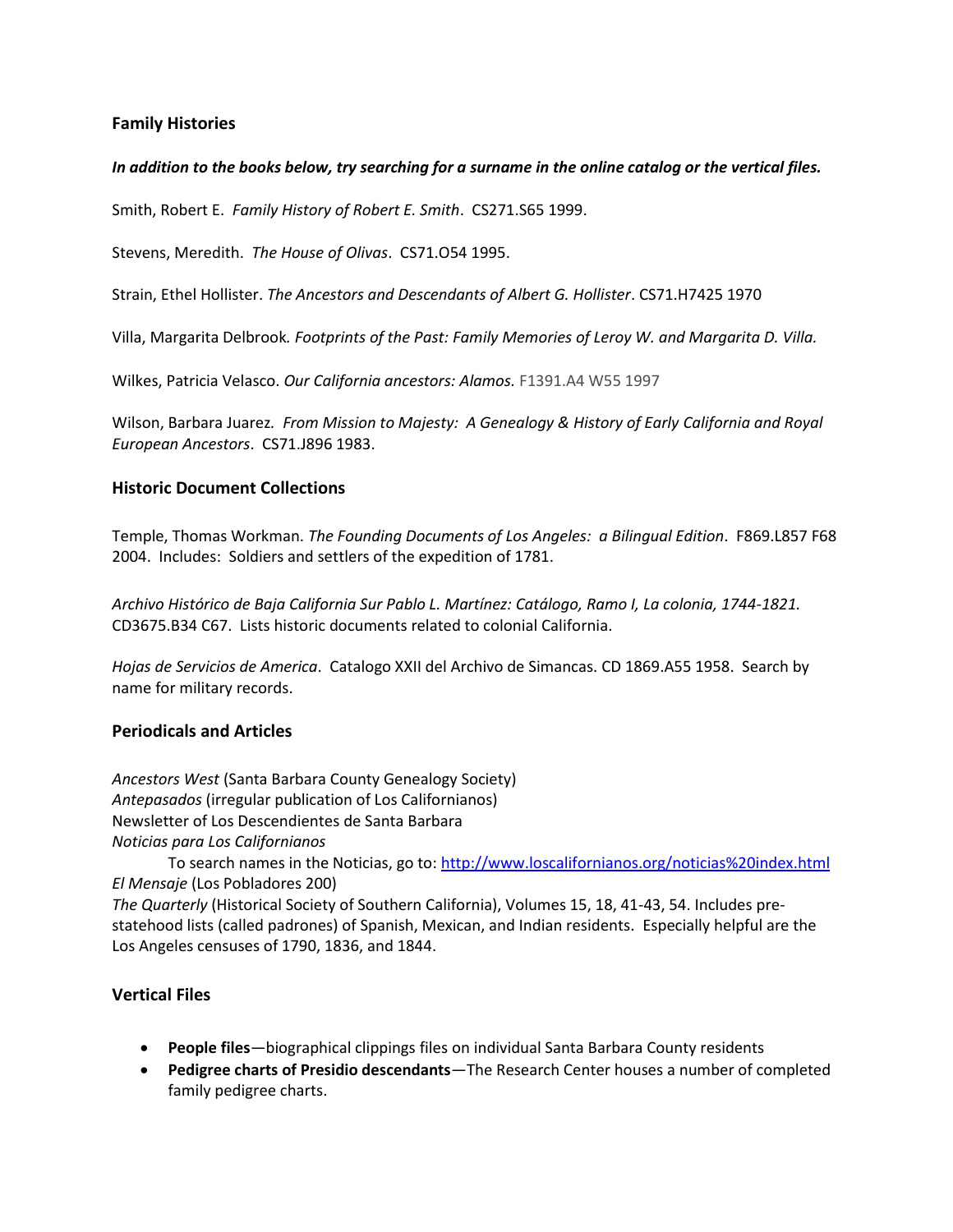## Family Histories

***In addition to the books below, try searching for a surname in the online catalog or the vertical files.***

Smith, Robert E. *Family History of Robert E. Smith*. CS271.S65 1999.

Stevens, Meredith. *The House of Olivas*. CS71.O54 1995.

Strain, Ethel Hollister. *The Ancestors and Descendants of Albert G. Hollister*. CS71.H7425 1970

Villa, Margarita Delbrook. *Footprints of the Past: Family Memories of Leroy W. and Margarita D. Villa.*

Wilkes, Patricia Velasco. *Our California ancestors: Alamos.* F1391.A4 W55 1997

Wilson, Barbara Juarez. *From Mission to Majesty: A Genealogy & History of Early California and Royal European Ancestors*. CS71.J896 1983.

## Historic Document Collections

Temple, Thomas Workman. *The Founding Documents of Los Angeles: a Bilingual Edition*. F869.L857 F68 2004. Includes: Soldiers and settlers of the expedition of 1781.

*Archivo Histórico de Baja California Sur Pablo L. Martínez: Catálogo, Ramo I, La colonia, 1744-1821.* CD3675.B34 C67. Lists historic documents related to colonial California.

*Hojas de Servicios de America*. Catalogo XXII del Archivo de Simancas. CD 1869.A55 1958. Search by name for military records.

## Periodicals and Articles

*Ancestors West* (Santa Barbara County Genealogy Society)
*Antepasados* (irregular publication of Los Californianos)
Newsletter of Los Descendientes de Santa Barbara
*Noticias para Los Californianos*
To search names in the Noticias, go to: http://www.loscalifornianos.org/noticias%20index.html
*El Mensaje* (Los Pobladores 200)
*The Quarterly* (Historical Society of Southern California), Volumes 15, 18, 41-43, 54. Includes pre-statehood lists (called padrones) of Spanish, Mexican, and Indian residents. Especially helpful are the Los Angeles censuses of 1790, 1836, and 1844.

## Vertical Files

- **People files**—biographical clippings files on individual Santa Barbara County residents
- **Pedigree charts of Presidio descendants**—The Research Center houses a number of completed family pedigree charts.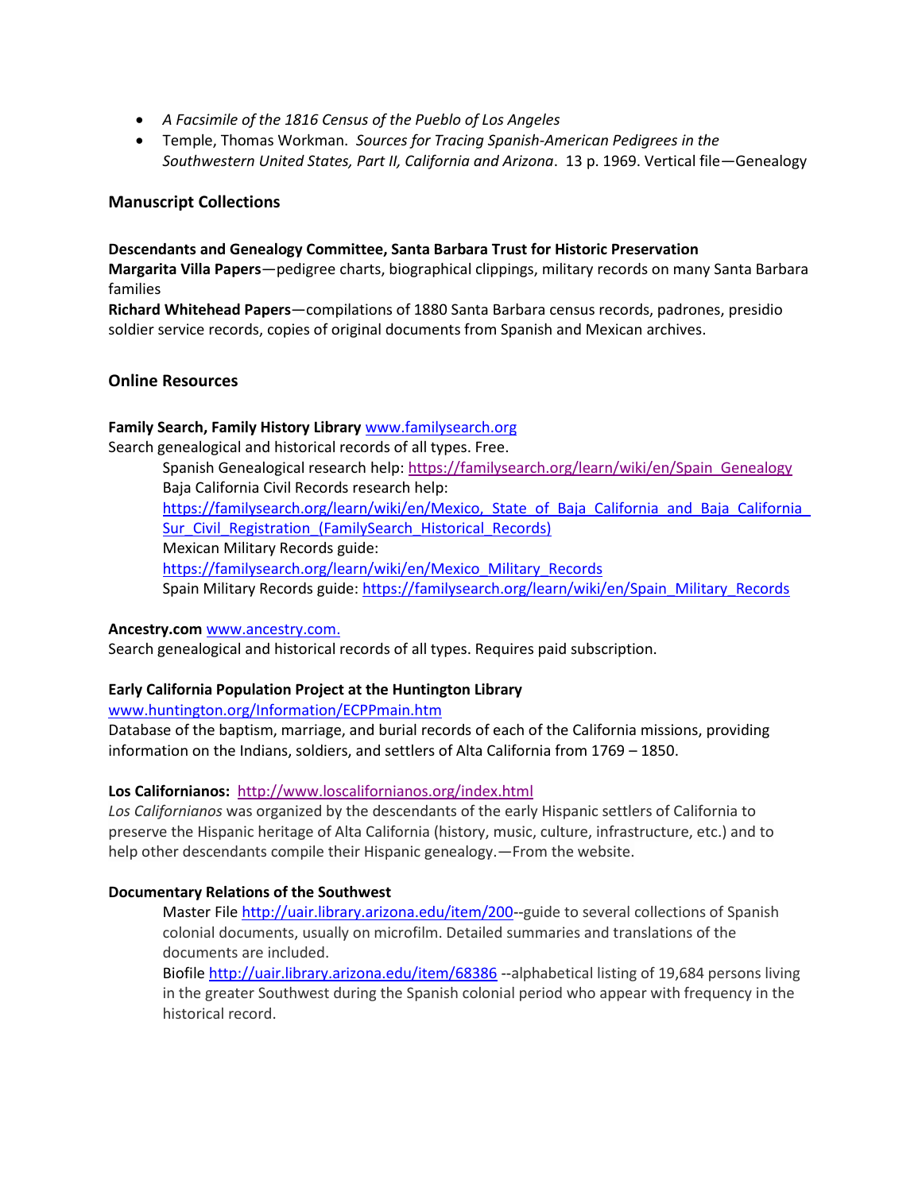- *A Facsimile of the 1816 Census of the Pueblo of Los Angeles*
- Temple, Thomas Workman. *Sources for Tracing Spanish-American Pedigrees in the Southwestern United States, Part II, California and Arizona*. 13 p. 1969. Vertical file—Genealogy

## Manuscript Collections

**Descendants and Genealogy Committee, Santa Barbara Trust for Historic Preservation**
**Margarita Villa Papers**—pedigree charts, biographical clippings, military records on many Santa Barbara families
**Richard Whitehead Papers**—compilations of 1880 Santa Barbara census records, padrones, presidio soldier service records, copies of original documents from Spanish and Mexican archives.

## Online Resources

**Family Search, Family History Library** [www.familysearch.org](http://www.familysearch.org)
Search genealogical and historical records of all types. Free.

> Spanish Genealogical research help: [https://familysearch.org/learn/wiki/en/Spain_Genealogy](https://familysearch.org/learn/wiki/en/Spain_Genealogy)
> Baja California Civil Records research help: [https://familysearch.org/learn/wiki/en/Mexico,_State_of_Baja_California_and_Baja_California_Sur_Civil_Registration_(FamilySearch_Historical_Records)](https://familysearch.org/learn/wiki/en/Mexico,_State_of_Baja_California_and_Baja_California_Sur_Civil_Registration_(FamilySearch_Historical_Records))
> Mexican Military Records guide: [https://familysearch.org/learn/wiki/en/Mexico_Military_Records](https://familysearch.org/learn/wiki/en/Mexico_Military_Records)
> Spain Military Records guide: [https://familysearch.org/learn/wiki/en/Spain_Military_Records](https://familysearch.org/learn/wiki/en/Spain_Military_Records)

**Ancestry.com** [www.ancestry.com.](http://www.ancestry.com)
Search genealogical and historical records of all types. Requires paid subscription.

**Early California Population Project at the Huntington Library**
[www.huntington.org/Information/ECPPmain.htm](http://www.huntington.org/Information/ECPPmain.htm)
Database of the baptism, marriage, and burial records of each of the California missions, providing information on the Indians, soldiers, and settlers of Alta California from 1769 – 1850.

**Los Californianos:** [http://www.loscalifornianos.org/index.html](http://www.loscalifornianos.org/index.html)
*Los Californianos* was organized by the descendants of the early Hispanic settlers of California to preserve the Hispanic heritage of Alta California (history, music, culture, infrastructure, etc.) and to help other descendants compile their Hispanic genealogy.—From the website.

**Documentary Relations of the Southwest**

> Master File [http://uair.library.arizona.edu/item/200](http://uair.library.arizona.edu/item/200)--guide to several collections of Spanish colonial documents, usually on microfilm. Detailed summaries and translations of the documents are included.
> Biofile [http://uair.library.arizona.edu/item/68386](http://uair.library.arizona.edu/item/68386) --alphabetical listing of 19,684 persons living in the greater Southwest during the Spanish colonial period who appear with frequency in the historical record.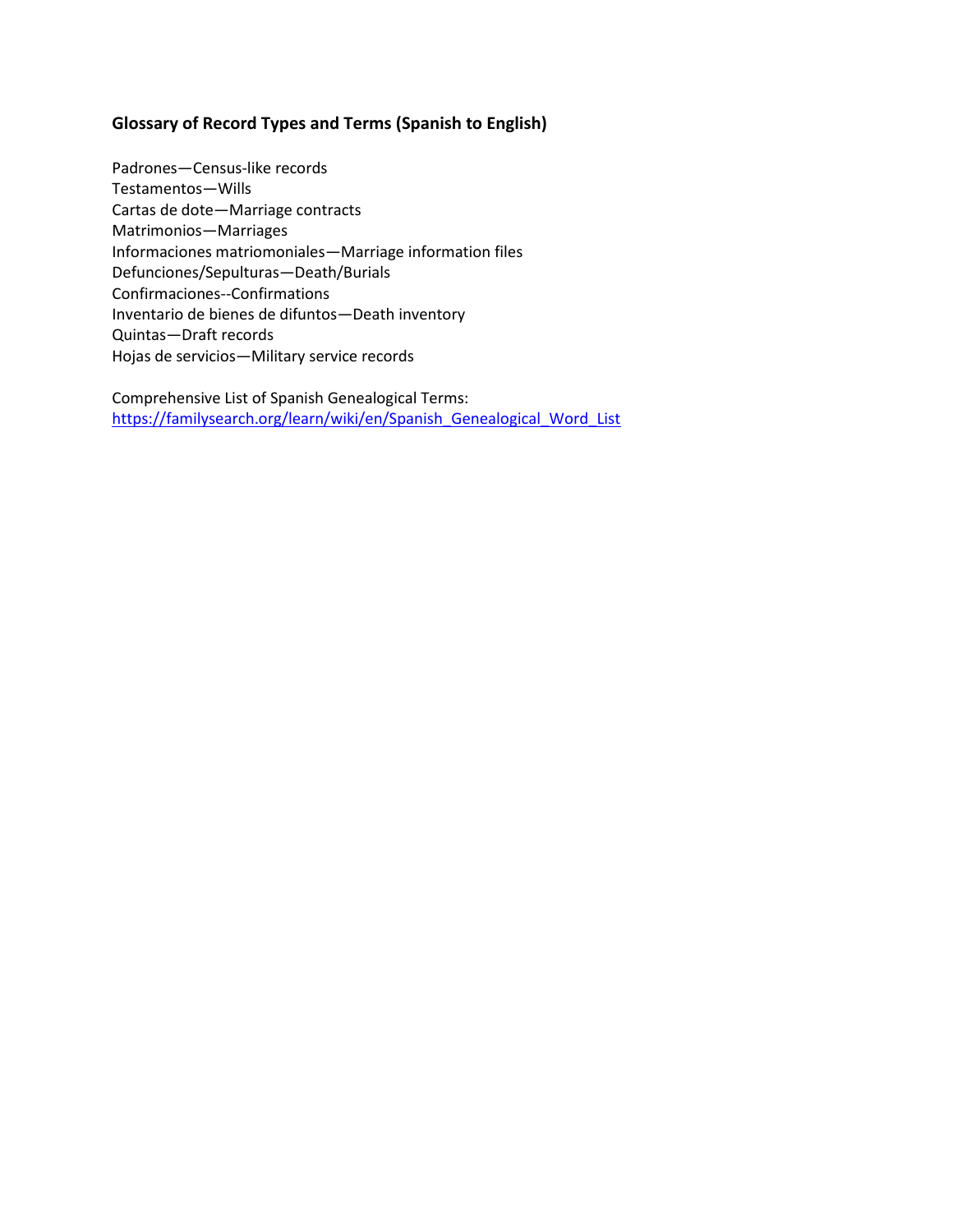### Glossary of Record Types and Terms (Spanish to English)

Padrones—Census-like records
Testamentos—Wills
Cartas de dote—Marriage contracts
Matrimonios—Marriages
Informaciones matriomoniales—Marriage information files
Defunciones/Sepulturas—Death/Burials
Confirmaciones--Confirmations
Inventario de bienes de difuntos—Death inventory
Quintas—Draft records
Hojas de servicios—Military service records

Comprehensive List of Spanish Genealogical Terms:
https://familysearch.org/learn/wiki/en/Spanish_Genealogical_Word_List